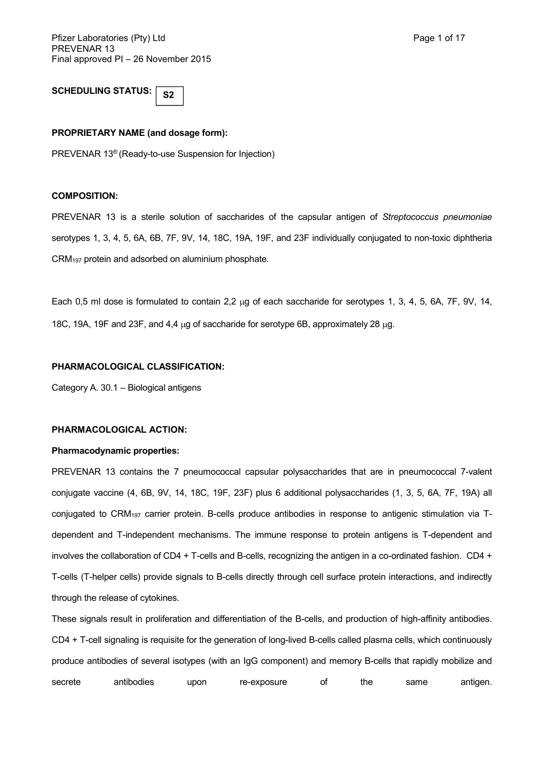**SCHEDULING STATUS:** S2

**PROPRIETARY NAME (and dosage form):**

PREVENAR 13® (Ready-to-use Suspension for Injection)

**COMPOSITION:**

PREVENAR 13 is a sterile solution of saccharides of the capsular antigen of *Streptococcus pneumoniae* serotypes 1, 3, 4, 5, 6A, 6B, 7F, 9V, 14, 18C, 19A, 19F, and 23F individually conjugated to non-toxic diphtheria $CRM_{197}$ protein and adsorbed on aluminium phosphate.

Each 0,5 ml dose is formulated to contain 2,2 μg of each saccharide for serotypes 1, 3, 4, 5, 6A, 7F, 9V, 14, 18C, 19A, 19F and 23F, and 4,4 μg of saccharide for serotype 6B, approximately 28 μg.

**PHARMACOLOGICAL CLASSIFICATION:**

Category A. 30.1 – Biological antigens

**PHARMACOLOGICAL ACTION:**

**Pharmacodynamic properties:**

PREVENAR 13 contains the 7 pneumococcal capsular polysaccharides that are in pneumococcal 7-valent conjugate vaccine (4, 6B, 9V, 14, 18C, 19F, 23F) plus 6 additional polysaccharides (1, 3, 5, 6A, 7F, 19A) all conjugated to $CRM_{197}$ carrier protein. B-cells produce antibodies in response to antigenic stimulation via T-dependent and T-independent mechanisms. The immune response to protein antigens is T-dependent and involves the collaboration of CD4 + T-cells and B-cells, recognizing the antigen in a co-ordinated fashion. CD4 + T-cells (T-helper cells) provide signals to B-cells directly through cell surface protein interactions, and indirectly through the release of cytokines.

These signals result in proliferation and differentiation of the B-cells, and production of high-affinity antibodies. CD4 + T-cell signaling is requisite for the generation of long-lived B-cells called plasma cells, which continuously produce antibodies of several isotypes (with an IgG component) and memory B-cells that rapidly mobilize and secrete antibodies upon re-exposure of the same antigen.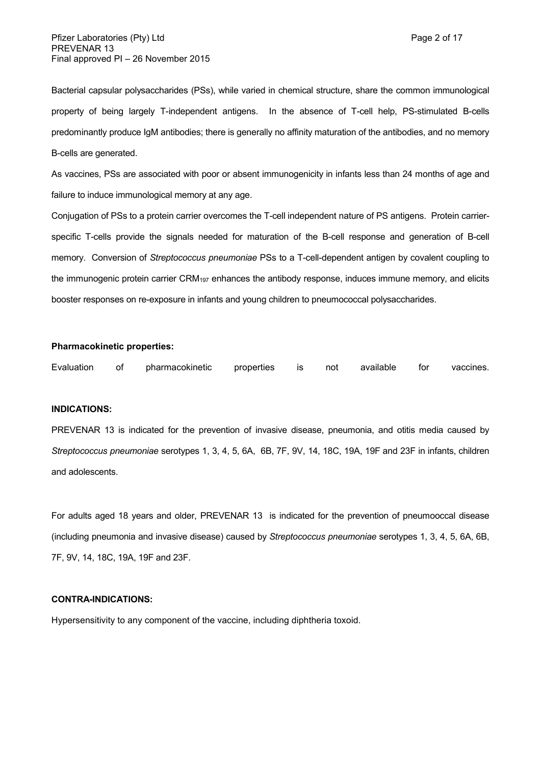Bacterial capsular polysaccharides (PSs), while varied in chemical structure, share the common immunological property of being largely T-independent antigens. In the absence of T-cell help, PS-stimulated B-cells predominantly produce IgM antibodies; there is generally no affinity maturation of the antibodies, and no memory B-cells are generated.

As vaccines, PSs are associated with poor or absent immunogenicity in infants less than 24 months of age and failure to induce immunological memory at any age.

Conjugation of PSs to a protein carrier overcomes the T-cell independent nature of PS antigens. Protein carrier-specific T-cells provide the signals needed for maturation of the B-cell response and generation of B-cell memory. Conversion of *Streptococcus pneumoniae* PSs to a T-cell-dependent antigen by covalent coupling to the immunogenic protein carrier $CRM_{197}$ enhances the antibody response, induces immune memory, and elicits booster responses on re-exposure in infants and young children to pneumococcal polysaccharides.

**Pharmacokinetic properties:**

Evaluation of pharmacokinetic properties is not available for vaccines.

**INDICATIONS:**

PREVENAR 13 is indicated for the prevention of invasive disease, pneumonia, and otitis media caused by *Streptococcus pneumoniae* serotypes 1, 3, 4, 5, 6A, 6B, 7F, 9V, 14, 18C, 19A, 19F and 23F in infants, children and adolescents.

For adults aged 18 years and older, PREVENAR 13 is indicated for the prevention of pneumoocal disease (including pneumonia and invasive disease) caused by *Streptococcus pneumoniae* serotypes 1, 3, 4, 5, 6A, 6B, 7F, 9V, 14, 18C, 19A, 19F and 23F.

**CONTRA-INDICATIONS:**

Hypersensitivity to any component of the vaccine, including diphtheria toxoid.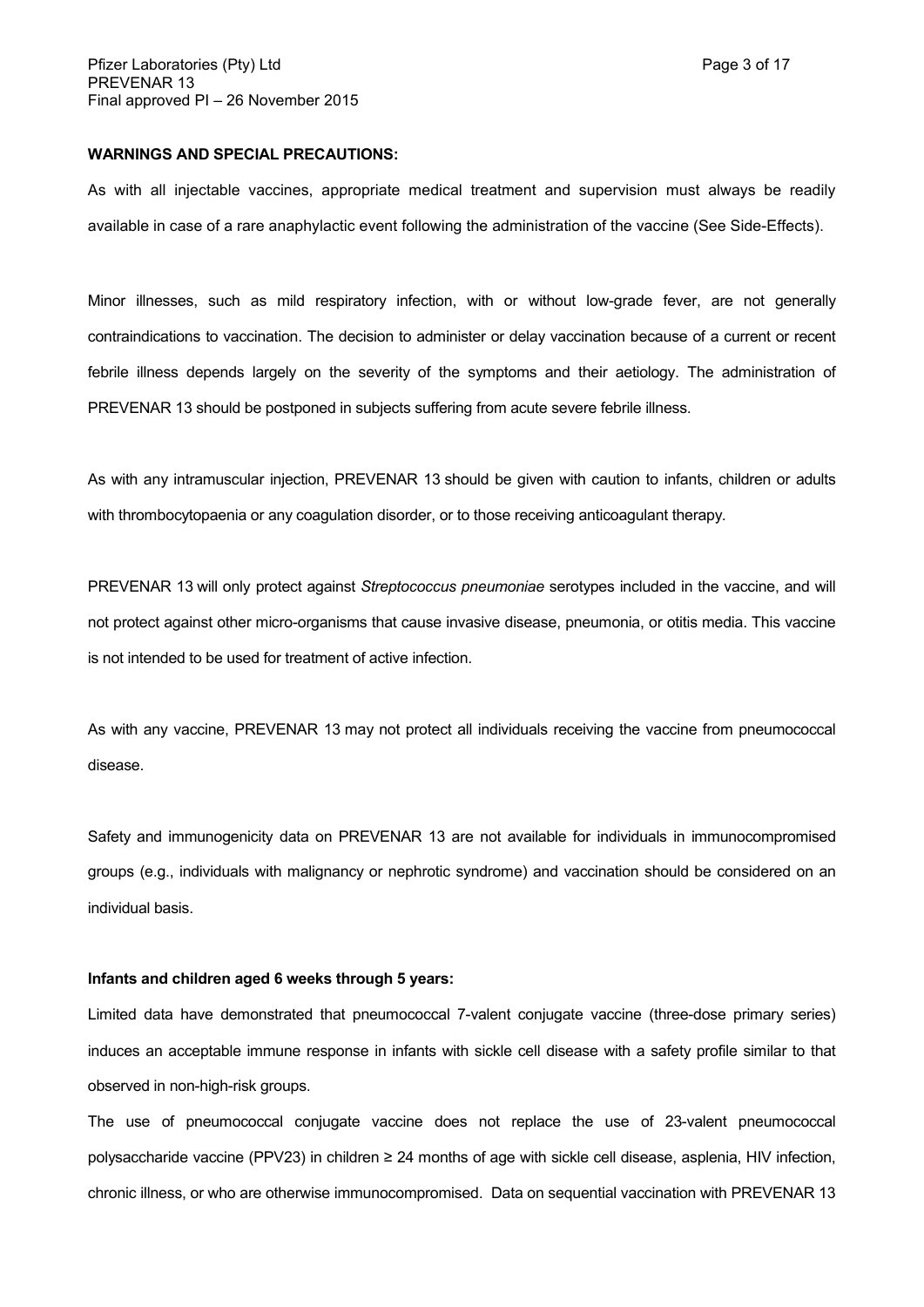**WARNINGS AND SPECIAL PRECAUTIONS:**

As with all injectable vaccines, appropriate medical treatment and supervision must always be readily available in case of a rare anaphylactic event following the administration of the vaccine (See Side-Effects).

Minor illnesses, such as mild respiratory infection, with or without low-grade fever, are not generally contraindications to vaccination. The decision to administer or delay vaccination because of a current or recent febrile illness depends largely on the severity of the symptoms and their aetiology. The administration of PREVENAR 13 should be postponed in subjects suffering from acute severe febrile illness.

As with any intramuscular injection, PREVENAR 13 should be given with caution to infants, children or adults with thrombocytopaenia or any coagulation disorder, or to those receiving anticoagulant therapy.

PREVENAR 13 will only protect against *Streptococcus pneumoniae* serotypes included in the vaccine, and will not protect against other micro-organisms that cause invasive disease, pneumonia, or otitis media. This vaccine is not intended to be used for treatment of active infection.

As with any vaccine, PREVENAR 13 may not protect all individuals receiving the vaccine from pneumococcal disease.

Safety and immunogenicity data on PREVENAR 13 are not available for individuals in immunocompromised groups (e.g., individuals with malignancy or nephrotic syndrome) and vaccination should be considered on an individual basis.

**Infants and children aged 6 weeks through 5 years:**

Limited data have demonstrated that pneumococcal 7-valent conjugate vaccine (three-dose primary series) induces an acceptable immune response in infants with sickle cell disease with a safety profile similar to that observed in non-high-risk groups.

The use of pneumococcal conjugate vaccine does not replace the use of 23-valent pneumococcal polysaccharide vaccine (PPV23) in children ≥ 24 months of age with sickle cell disease, asplenia, HIV infection, chronic illness, or who are otherwise immunocompromised. Data on sequential vaccination with PREVENAR 13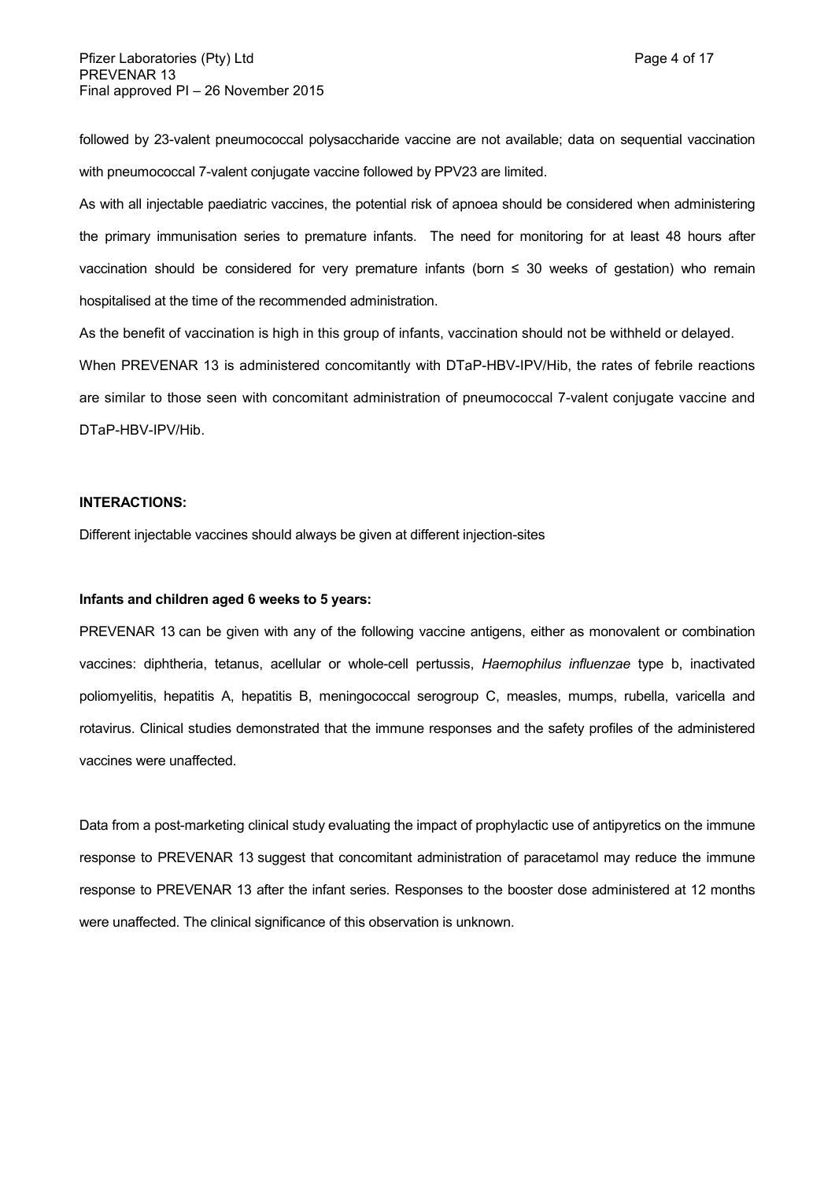followed by 23-valent pneumococcal polysaccharide vaccine are not available; data on sequential vaccination with pneumococcal 7-valent conjugate vaccine followed by PPV23 are limited.

As with all injectable paediatric vaccines, the potential risk of apnoea should be considered when administering the primary immunisation series to premature infants. The need for monitoring for at least 48 hours after vaccination should be considered for very premature infants (born ≤ 30 weeks of gestation) who remain hospitalised at the time of the recommended administration.

As the benefit of vaccination is high in this group of infants, vaccination should not be withheld or delayed.

When PREVENAR 13 is administered concomitantly with DTaP-HBV-IPV/Hib, the rates of febrile reactions are similar to those seen with concomitant administration of pneumococcal 7-valent conjugate vaccine and DTaP-HBV-IPV/Hib.

**INTERACTIONS:**

Different injectable vaccines should always be given at different injection-sites

**Infants and children aged 6 weeks to 5 years:**

PREVENAR 13 can be given with any of the following vaccine antigens, either as monovalent or combination vaccines: diphtheria, tetanus, acellular or whole-cell pertussis, *Haemophilus influenzae* type b, inactivated poliomyelitis, hepatitis A, hepatitis B, meningococcal serogroup C, measles, mumps, rubella, varicella and rotavirus. Clinical studies demonstrated that the immune responses and the safety profiles of the administered vaccines were unaffected.

Data from a post-marketing clinical study evaluating the impact of prophylactic use of antipyretics on the immune response to PREVENAR 13 suggest that concomitant administration of paracetamol may reduce the immune response to PREVENAR 13 after the infant series. Responses to the booster dose administered at 12 months were unaffected. The clinical significance of this observation is unknown.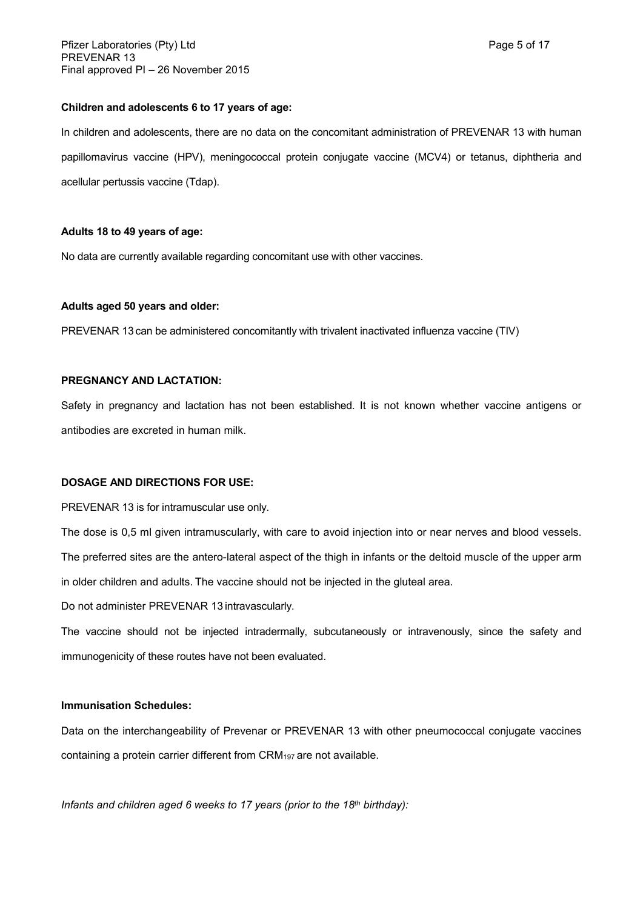**Children and adolescents 6 to 17 years of age:**

In children and adolescents, there are no data on the concomitant administration of PREVENAR 13 with human papillomavirus vaccine (HPV), meningococcal protein conjugate vaccine (MCV4) or tetanus, diphtheria and acellular pertussis vaccine (Tdap).

**Adults 18 to 49 years of age:**

No data are currently available regarding concomitant use with other vaccines.

**Adults aged 50 years and older:**

PREVENAR 13 can be administered concomitantly with trivalent inactivated influenza vaccine (TIV)

**PREGNANCY AND LACTATION:**

Safety in pregnancy and lactation has not been established. It is not known whether vaccine antigens or antibodies are excreted in human milk.

**DOSAGE AND DIRECTIONS FOR USE:**

PREVENAR 13 is for intramuscular use only.

The dose is 0,5 ml given intramuscularly, with care to avoid injection into or near nerves and blood vessels. The preferred sites are the antero-lateral aspect of the thigh in infants or the deltoid muscle of the upper arm in older children and adults. The vaccine should not be injected in the gluteal area.

Do not administer PREVENAR 13 intravascularly.

The vaccine should not be injected intradermally, subcutaneously or intravenously, since the safety and immunogenicity of these routes have not been evaluated.

**Immunisation Schedules:**

Data on the interchangeability of Prevenar or PREVENAR 13 with other pneumococcal conjugate vaccines containing a protein carrier different from $CRM_{197}$ are not available.

*Infants and children aged 6 weeks to 17 years (prior to the 18th birthday):*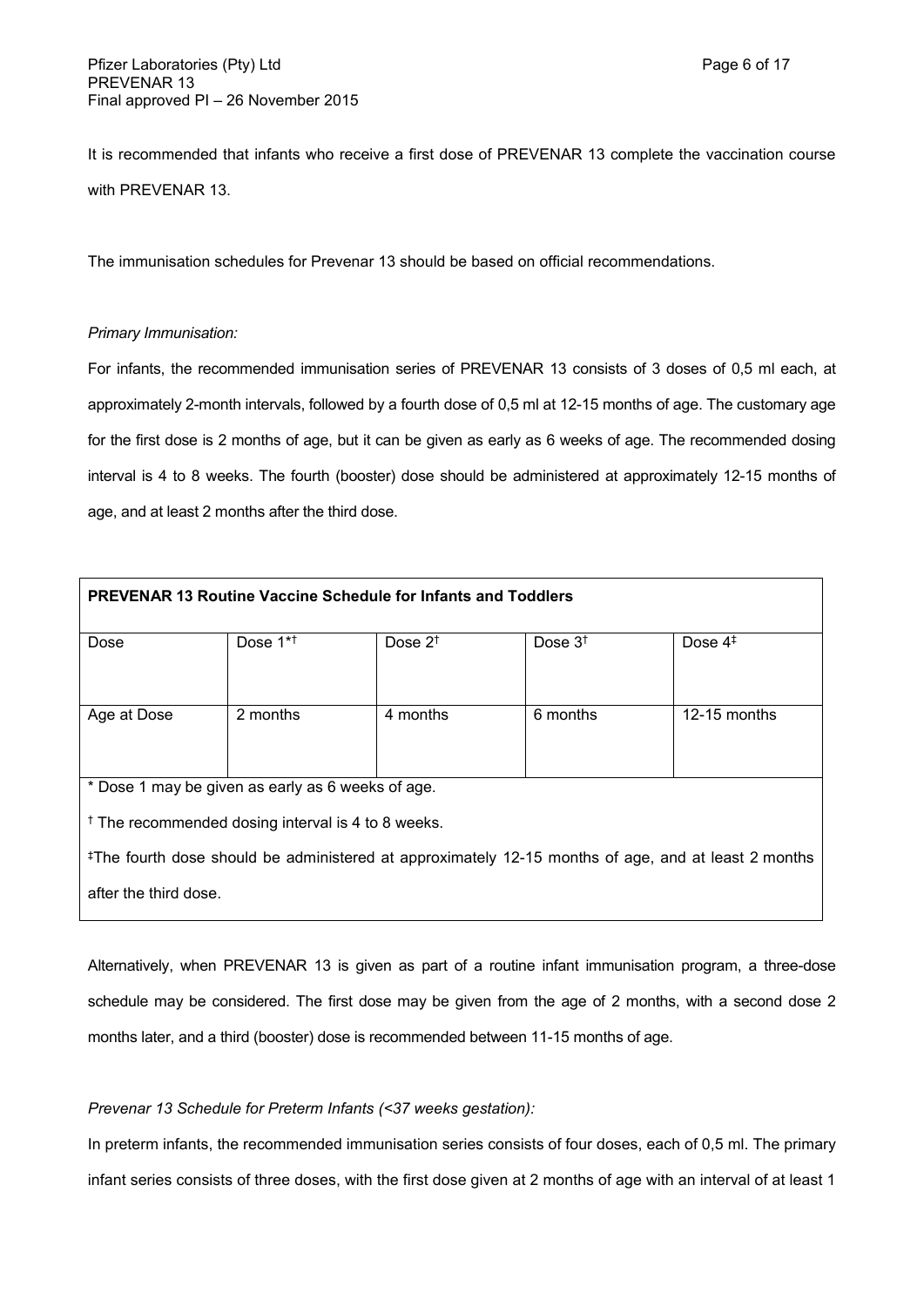It is recommended that infants who receive a first dose of PREVENAR 13 complete the vaccination course with PREVENAR 13.

The immunisation schedules for Prevenar 13 should be based on official recommendations.

*Primary Immunisation:*

For infants, the recommended immunisation series of PREVENAR 13 consists of 3 doses of 0,5 ml each, at approximately 2-month intervals, followed by a fourth dose of 0,5 ml at 12-15 months of age. The customary age for the first dose is 2 months of age, but it can be given as early as 6 weeks of age. The recommended dosing interval is 4 to 8 weeks. The fourth (booster) dose should be administered at approximately 12-15 months of age, and at least 2 months after the third dose.

**PREVENAR 13 Routine Vaccine Schedule for Infants and Toddlers**

| Dose | Dose 1*† | Dose 2† | Dose 3† | Dose 4‡ |
|---|---|---|---|---|
| Age at Dose | 2 months | 4 months | 6 months | 12-15 months |

\* Dose 1 may be given as early as 6 weeks of age.

† The recommended dosing interval is 4 to 8 weeks.

‡The fourth dose should be administered at approximately 12-15 months of age, and at least 2 months after the third dose.

Alternatively, when PREVENAR 13 is given as part of a routine infant immunisation program, a three-dose schedule may be considered. The first dose may be given from the age of 2 months, with a second dose 2 months later, and a third (booster) dose is recommended between 11-15 months of age.

*Prevenar 13 Schedule for Preterm Infants (<37 weeks gestation):*

In preterm infants, the recommended immunisation series consists of four doses, each of 0,5 ml. The primary infant series consists of three doses, with the first dose given at 2 months of age with an interval of at least 1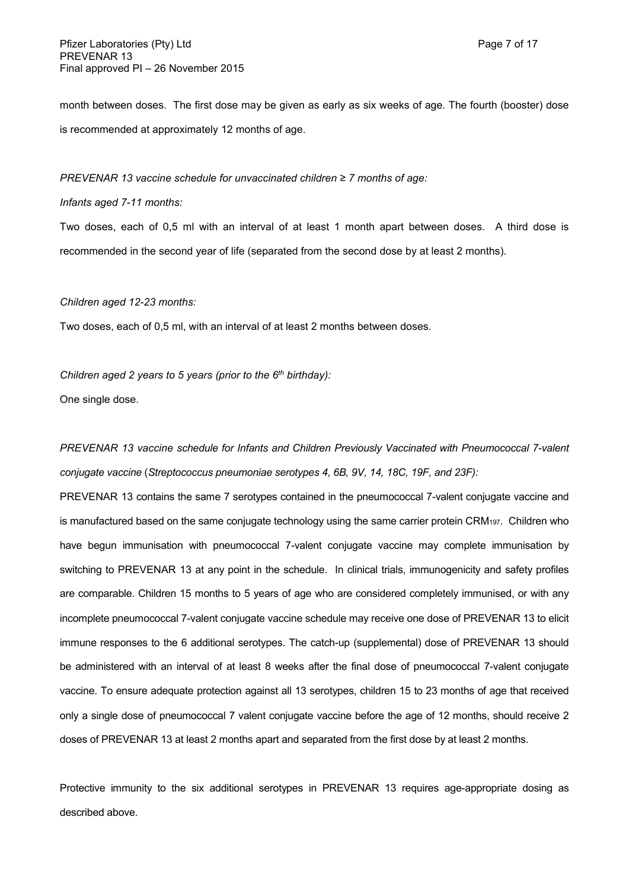month between doses. The first dose may be given as early as six weeks of age. The fourth (booster) dose is recommended at approximately 12 months of age.

*PREVENAR 13 vaccine schedule for unvaccinated children ≥ 7 months of age:*

*Infants aged 7-11 months:*

Two doses, each of 0,5 ml with an interval of at least 1 month apart between doses. A third dose is recommended in the second year of life (separated from the second dose by at least 2 months).

*Children aged 12-23 months:*

Two doses, each of 0,5 ml, with an interval of at least 2 months between doses.

*Children aged 2 years to 5 years (prior to the 6th birthday):*

One single dose.

*PREVENAR 13 vaccine schedule for Infants and Children Previously Vaccinated with Pneumococcal 7-valent conjugate vaccine* (*Streptococcus pneumoniae serotypes 4, 6B, 9V, 14, 18C, 19F, and 23F):*

PREVENAR 13 contains the same 7 serotypes contained in the pneumococcal 7-valent conjugate vaccine and is manufactured based on the same conjugate technology using the same carrier protein $CRM_{197}$. Children who have begun immunisation with pneumococcal 7-valent conjugate vaccine may complete immunisation by switching to PREVENAR 13 at any point in the schedule. In clinical trials, immunogenicity and safety profiles are comparable. Children 15 months to 5 years of age who are considered completely immunised, or with any incomplete pneumococcal 7-valent conjugate vaccine schedule may receive one dose of PREVENAR 13 to elicit immune responses to the 6 additional serotypes. The catch-up (supplemental) dose of PREVENAR 13 should be administered with an interval of at least 8 weeks after the final dose of pneumococcal 7-valent conjugate vaccine. To ensure adequate protection against all 13 serotypes, children 15 to 23 months of age that received only a single dose of pneumococcal 7 valent conjugate vaccine before the age of 12 months, should receive 2 doses of PREVENAR 13 at least 2 months apart and separated from the first dose by at least 2 months.

Protective immunity to the six additional serotypes in PREVENAR 13 requires age-appropriate dosing as described above.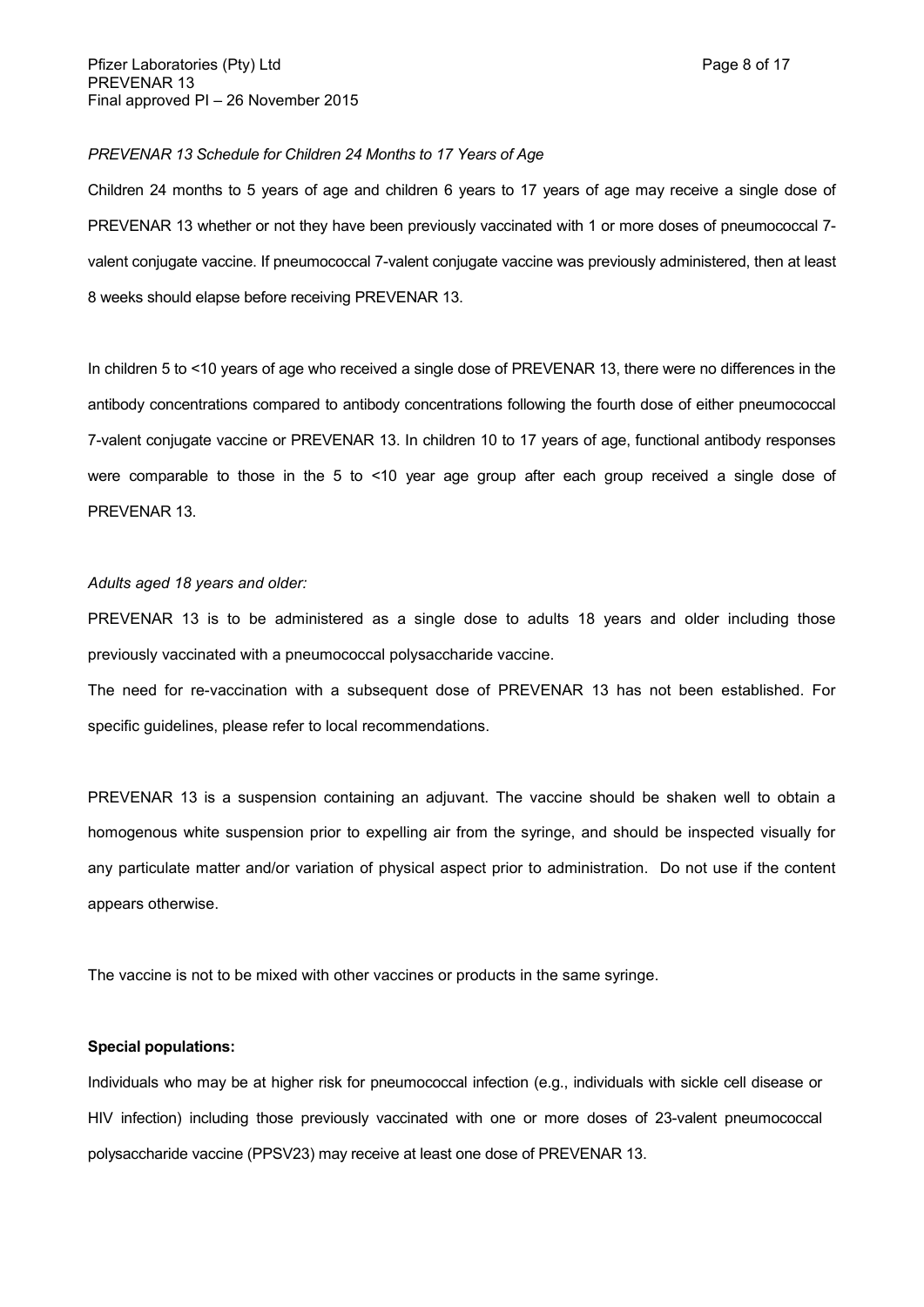*PREVENAR 13 Schedule for Children 24 Months to 17 Years of Age*

Children 24 months to 5 years of age and children 6 years to 17 years of age may receive a single dose of PREVENAR 13 whether or not they have been previously vaccinated with 1 or more doses of pneumococcal 7-valent conjugate vaccine. If pneumococcal 7-valent conjugate vaccine was previously administered, then at least 8 weeks should elapse before receiving PREVENAR 13.

In children 5 to <10 years of age who received a single dose of PREVENAR 13, there were no differences in the antibody concentrations compared to antibody concentrations following the fourth dose of either pneumococcal 7-valent conjugate vaccine or PREVENAR 13. In children 10 to 17 years of age, functional antibody responses were comparable to those in the 5 to <10 year age group after each group received a single dose of PREVENAR 13.

*Adults aged 18 years and older:*

PREVENAR 13 is to be administered as a single dose to adults 18 years and older including those previously vaccinated with a pneumococcal polysaccharide vaccine.

The need for re-vaccination with a subsequent dose of PREVENAR 13 has not been established. For specific guidelines, please refer to local recommendations.

PREVENAR 13 is a suspension containing an adjuvant. The vaccine should be shaken well to obtain a homogenous white suspension prior to expelling air from the syringe, and should be inspected visually for any particulate matter and/or variation of physical aspect prior to administration. Do not use if the content appears otherwise.

The vaccine is not to be mixed with other vaccines or products in the same syringe.

**Special populations:**

Individuals who may be at higher risk for pneumococcal infection (e.g., individuals with sickle cell disease or HIV infection) including those previously vaccinated with one or more doses of 23-valent pneumococcal polysaccharide vaccine (PPSV23) may receive at least one dose of PREVENAR 13.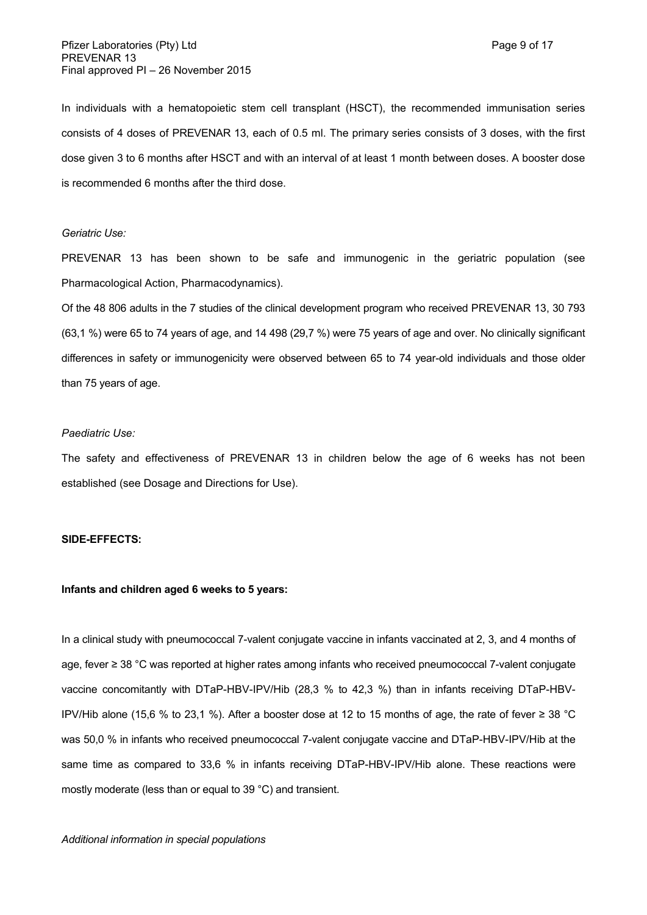In individuals with a hematopoietic stem cell transplant (HSCT), the recommended immunisation series consists of 4 doses of PREVENAR 13, each of 0.5 ml. The primary series consists of 3 doses, with the first dose given 3 to 6 months after HSCT and with an interval of at least 1 month between doses. A booster dose is recommended 6 months after the third dose.

*Geriatric Use:*

PREVENAR 13 has been shown to be safe and immunogenic in the geriatric population (see Pharmacological Action, Pharmacodynamics).

Of the 48 806 adults in the 7 studies of the clinical development program who received PREVENAR 13, 30 793 (63,1 %) were 65 to 74 years of age, and 14 498 (29,7 %) were 75 years of age and over. No clinically significant differences in safety or immunogenicity were observed between 65 to 74 year-old individuals and those older than 75 years of age.

*Paediatric Use:*

The safety and effectiveness of PREVENAR 13 in children below the age of 6 weeks has not been established (see Dosage and Directions for Use).

## SIDE-EFFECTS:

### Infants and children aged 6 weeks to 5 years:

In a clinical study with pneumococcal 7-valent conjugate vaccine in infants vaccinated at 2, 3, and 4 months of age, fever ≥ 38 °C was reported at higher rates among infants who received pneumococcal 7-valent conjugate vaccine concomitantly with DTaP-HBV-IPV/Hib (28,3 % to 42,3 %) than in infants receiving DTaP-HBV-IPV/Hib alone (15,6 % to 23,1 %). After a booster dose at 12 to 15 months of age, the rate of fever ≥ 38 °C was 50,0 % in infants who received pneumococcal 7-valent conjugate vaccine and DTaP-HBV-IPV/Hib at the same time as compared to 33,6 % in infants receiving DTaP-HBV-IPV/Hib alone. These reactions were mostly moderate (less than or equal to 39 °C) and transient.

*Additional information in special populations*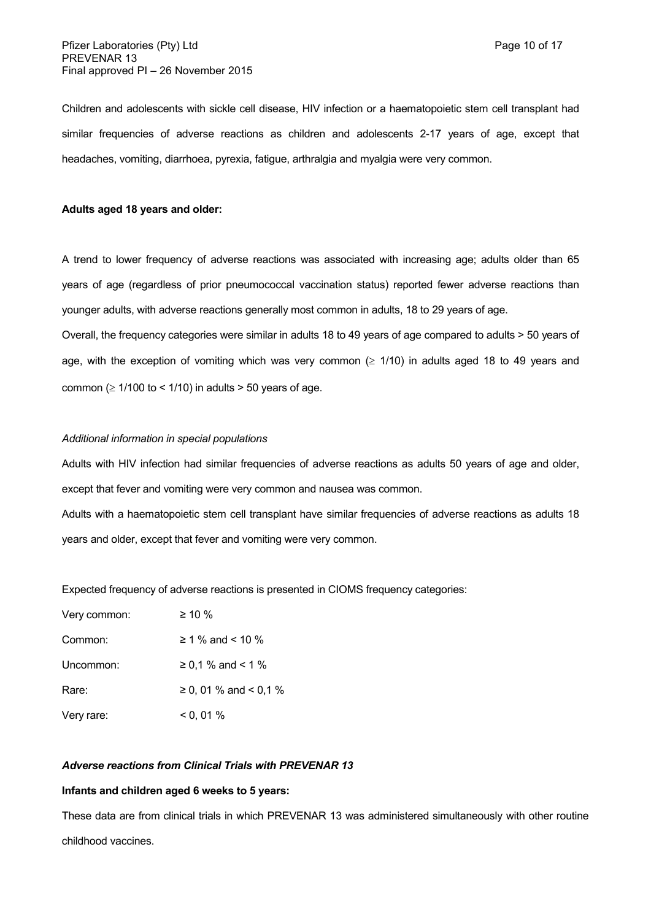Children and adolescents with sickle cell disease, HIV infection or a haematopoietic stem cell transplant had similar frequencies of adverse reactions as children and adolescents 2-17 years of age, except that headaches, vomiting, diarrhoea, pyrexia, fatigue, arthralgia and myalgia were very common.

**Adults aged 18 years and older:**

A trend to lower frequency of adverse reactions was associated with increasing age; adults older than 65 years of age (regardless of prior pneumococcal vaccination status) reported fewer adverse reactions than younger adults, with adverse reactions generally most common in adults, 18 to 29 years of age.

Overall, the frequency categories were similar in adults 18 to 49 years of age compared to adults > 50 years of age, with the exception of vomiting which was very common (≥ 1/10) in adults aged 18 to 49 years and common (≥ 1/100 to < 1/10) in adults > 50 years of age.

*Additional information in special populations*

Adults with HIV infection had similar frequencies of adverse reactions as adults 50 years of age and older, except that fever and vomiting were very common and nausea was common.

Adults with a haematopoietic stem cell transplant have similar frequencies of adverse reactions as adults 18 years and older, except that fever and vomiting were very common.

Expected frequency of adverse reactions is presented in CIOMS frequency categories:

| | |
|---|---|
| Very common: | ≥ 10 % |
| Common: | ≥ 1 % and < 10 % |
| Uncommon: | ≥ 0,1 % and < 1 % |
| Rare: | ≥ 0, 01 % and < 0,1 % |
| Very rare: | < 0, 01 % |

***Adverse reactions from Clinical Trials with PREVENAR 13***

**Infants and children aged 6 weeks to 5 years:**

These data are from clinical trials in which PREVENAR 13 was administered simultaneously with other routine childhood vaccines.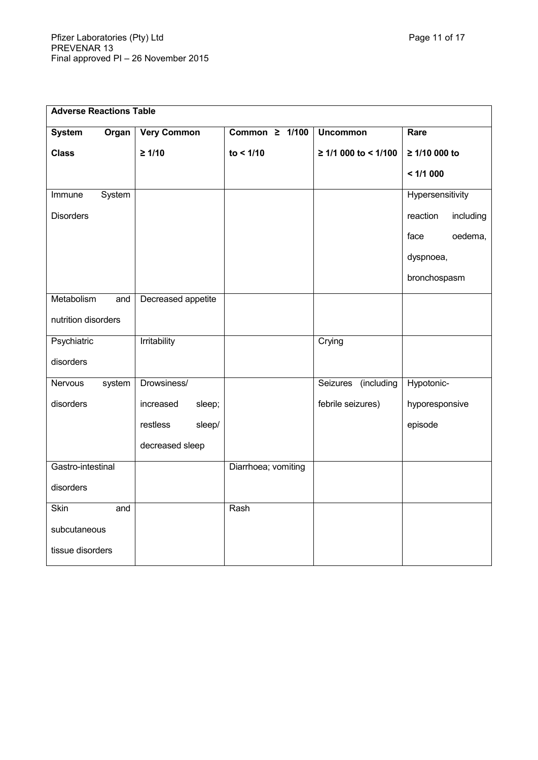| Adverse Reactions Table | | | | |
|---|---|---|---|---|
| **System Organ Class** | **Very Common ≥ 1/10** | **Common ≥ 1/100 to < 1/10** | **Uncommon ≥ 1/1 000 to < 1/100** | **Rare ≥ 1/10 000 to < 1/1 000** |
| Immune System Disorders | | | | Hypersensitivity reaction including face oedema, dyspnoea, bronchospasm |
| Metabolism and nutrition disorders | Decreased appetite | | | |
| Psychiatric disorders | Irritability | | Crying | |
| Nervous system disorders | Drowsiness/ increased sleep; restless sleep/ decreased sleep | | Seizures (including febrile seizures) | Hypotonic-hyporesponsive episode |
| Gastro-intestinal disorders | | Diarrhoea; vomiting | | |
| Skin and subcutaneous tissue disorders | | Rash | | |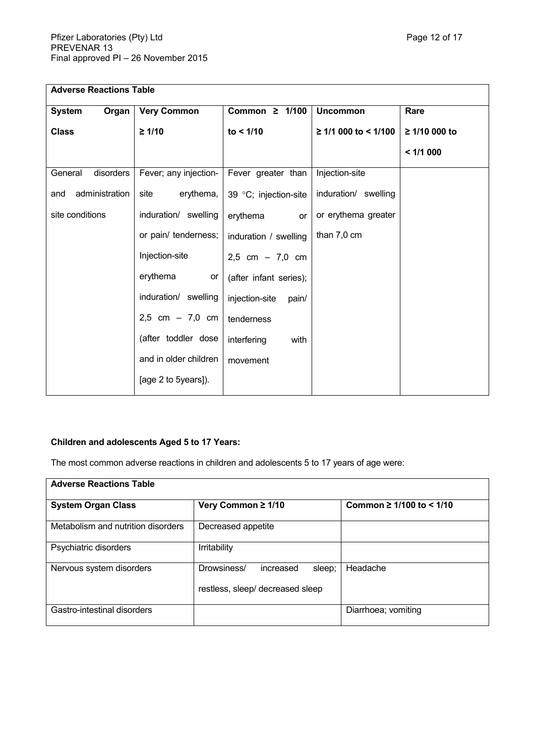| Adverse Reactions Table | | | | |
|---|---|---|---|---|
| **System Organ Class** | **Very Common ≥ 1/10** | **Common ≥ 1/100 to < 1/10** | **Uncommon ≥ 1/1 000 to < 1/100** | **Rare ≥ 1/10 000 to < 1/1 000** |
| General disorders and administration site conditions | Fever; any injection-site erythema, induration/ swelling or pain/ tenderness; Injection-site erythema or induration/ swelling 2,5 cm – 7,0 cm (after toddler dose and in older children [age 2 to 5years]). | Fever greater than 39 °C; injection-site erythema or induration / swelling 2,5 cm – 7,0 cm (after infant series); injection-site pain/ tenderness interfering with movement | Injection-site induration/ swelling or erythema greater than 7,0 cm | |

**Children and adolescents Aged 5 to 17 Years:**

The most common adverse reactions in children and adolescents 5 to 17 years of age were:

| Adverse Reactions Table | | |
|---|---|---|
| **System Organ Class** | **Very Common ≥ 1/10** | **Common ≥ 1/100 to < 1/10** |
| Metabolism and nutrition disorders | Decreased appetite | |
| Psychiatric disorders | Irritability | |
| Nervous system disorders | Drowsiness/ increased sleep; restless, sleep/ decreased sleep | Headache |
| Gastro-intestinal disorders | | Diarrhoea; vomiting |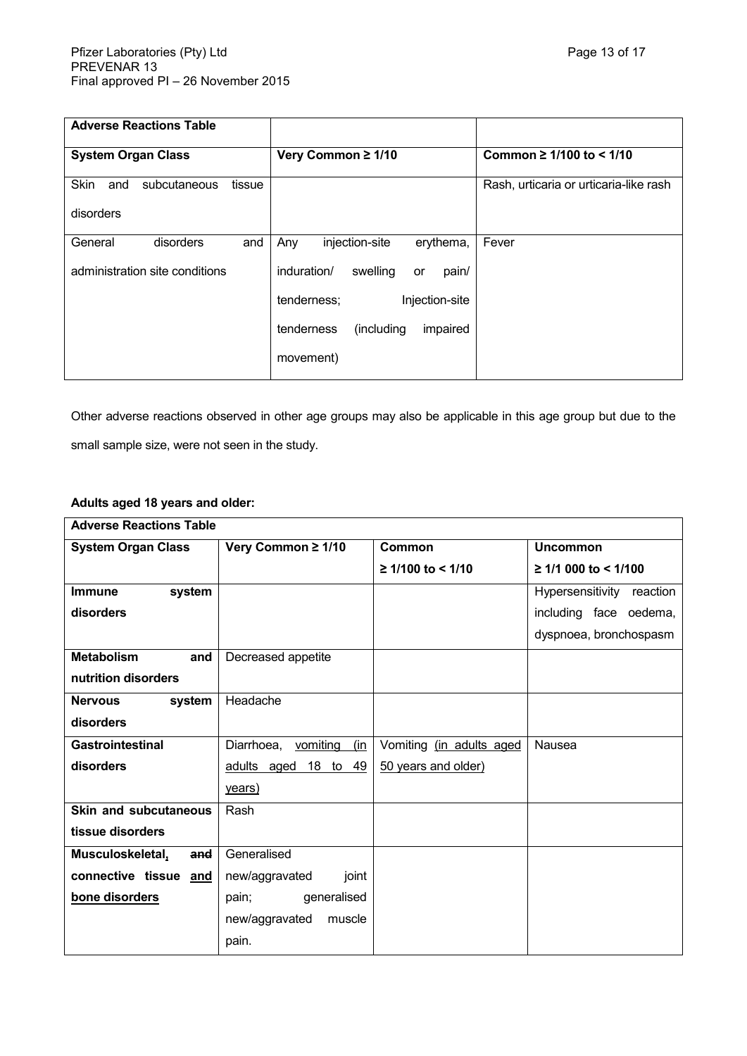| Adverse Reactions Table | | |
|---|---|---|
| **System Organ Class** | **Very Common ≥ 1/10** | **Common ≥ 1/100 to < 1/10** |
| Skin and subcutaneous tissue disorders | | Rash, urticaria or urticaria-like rash |
| General disorders and administration site conditions | Any injection-site erythema, induration/ swelling or pain/ tenderness; Injection-site tenderness (including impaired movement) | Fever |

Other adverse reactions observed in other age groups may also be applicable in this age group but due to the small sample size, were not seen in the study.

**Adults aged 18 years and older:**

| Adverse Reactions Table | | | |
|---|---|---|---|
| **System Organ Class** | **Very Common ≥ 1/10** | **Common ≥ 1/100 to < 1/10** | **Uncommon ≥ 1/1 000 to < 1/100** |
| **Immune system disorders** | | | Hypersensitivity reaction including face oedema, dyspnoea, bronchospasm |
| **Metabolism and nutrition disorders** | Decreased appetite | | |
| **Nervous system disorders** | Headache | | |
| **Gastrointestinal disorders** | Diarrhoea, vomiting (in adults aged 18 to 49 years) | Vomiting (in adults aged 50 years and older) | Nausea |
| **Skin and subcutaneous tissue disorders** | Rash | | |
| **Musculoskeletal, ~~and~~ connective tissue and bone disorders** | Generalised new/aggravated joint pain; generalised new/aggravated muscle pain. | | |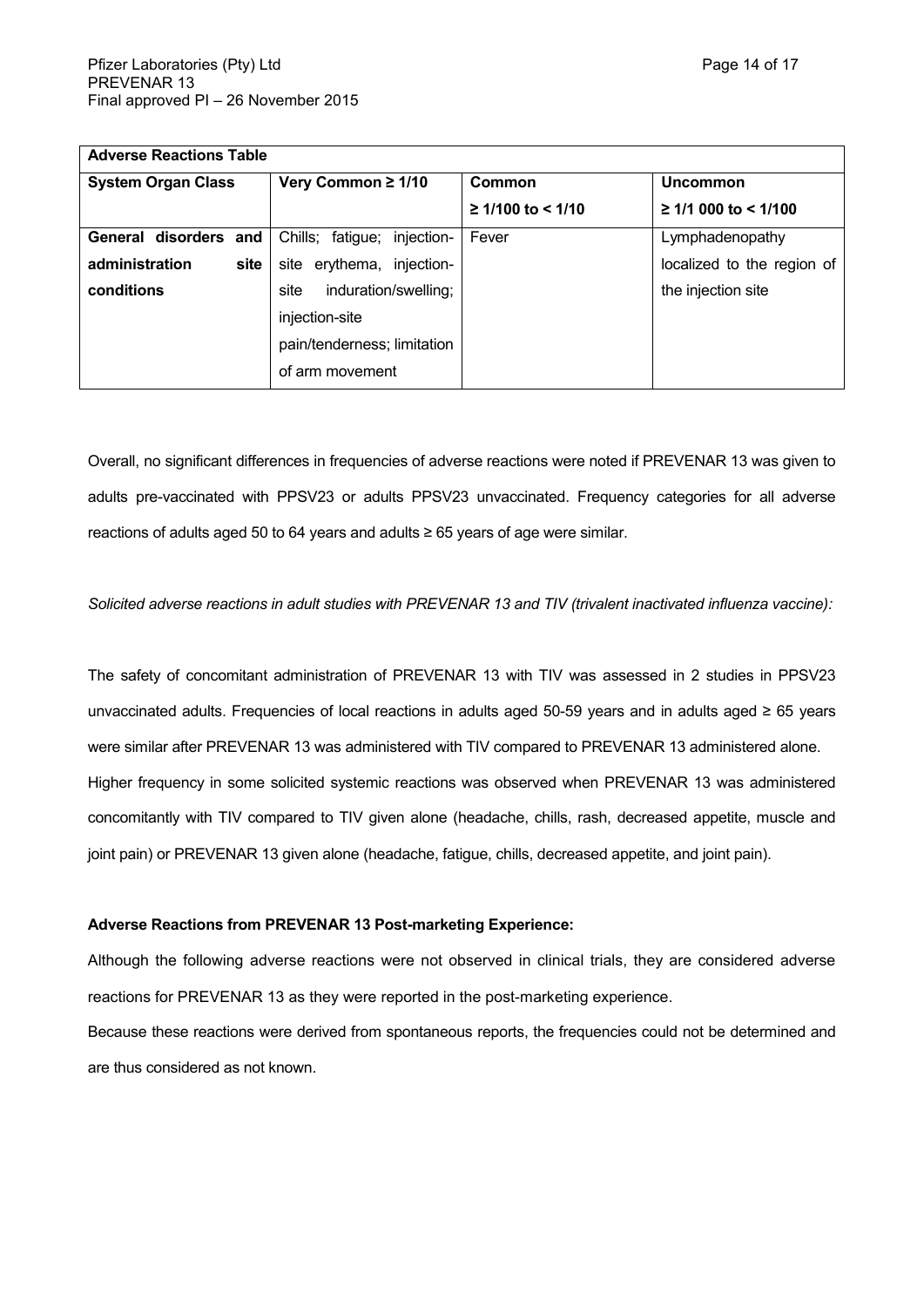| **Adverse Reactions Table** | | | |
|---|---|---|---|
| **System Organ Class** | **Very Common ≥ 1/10** | **Common ≥ 1/100 to < 1/10** | **Uncommon ≥ 1/1 000 to < 1/100** |
| **General disorders and administration site conditions** | Chills; fatigue; injection-site erythema, injection-site induration/swelling; injection-site pain/tenderness; limitation of arm movement | Fever | Lymphadenopathy localized to the region of the injection site |

Overall, no significant differences in frequencies of adverse reactions were noted if PREVENAR 13 was given to adults pre-vaccinated with PPSV23 or adults PPSV23 unvaccinated. Frequency categories for all adverse reactions of adults aged 50 to 64 years and adults ≥ 65 years of age were similar.

*Solicited adverse reactions in adult studies with PREVENAR 13 and TIV (trivalent inactivated influenza vaccine):*

The safety of concomitant administration of PREVENAR 13 with TIV was assessed in 2 studies in PPSV23 unvaccinated adults. Frequencies of local reactions in adults aged 50-59 years and in adults aged ≥ 65 years were similar after PREVENAR 13 was administered with TIV compared to PREVENAR 13 administered alone.
Higher frequency in some solicited systemic reactions was observed when PREVENAR 13 was administered concomitantly with TIV compared to TIV given alone (headache, chills, rash, decreased appetite, muscle and joint pain) or PREVENAR 13 given alone (headache, fatigue, chills, decreased appetite, and joint pain).

**Adverse Reactions from PREVENAR 13 Post-marketing Experience:**

Although the following adverse reactions were not observed in clinical trials, they are considered adverse reactions for PREVENAR 13 as they were reported in the post-marketing experience.
Because these reactions were derived from spontaneous reports, the frequencies could not be determined and are thus considered as not known.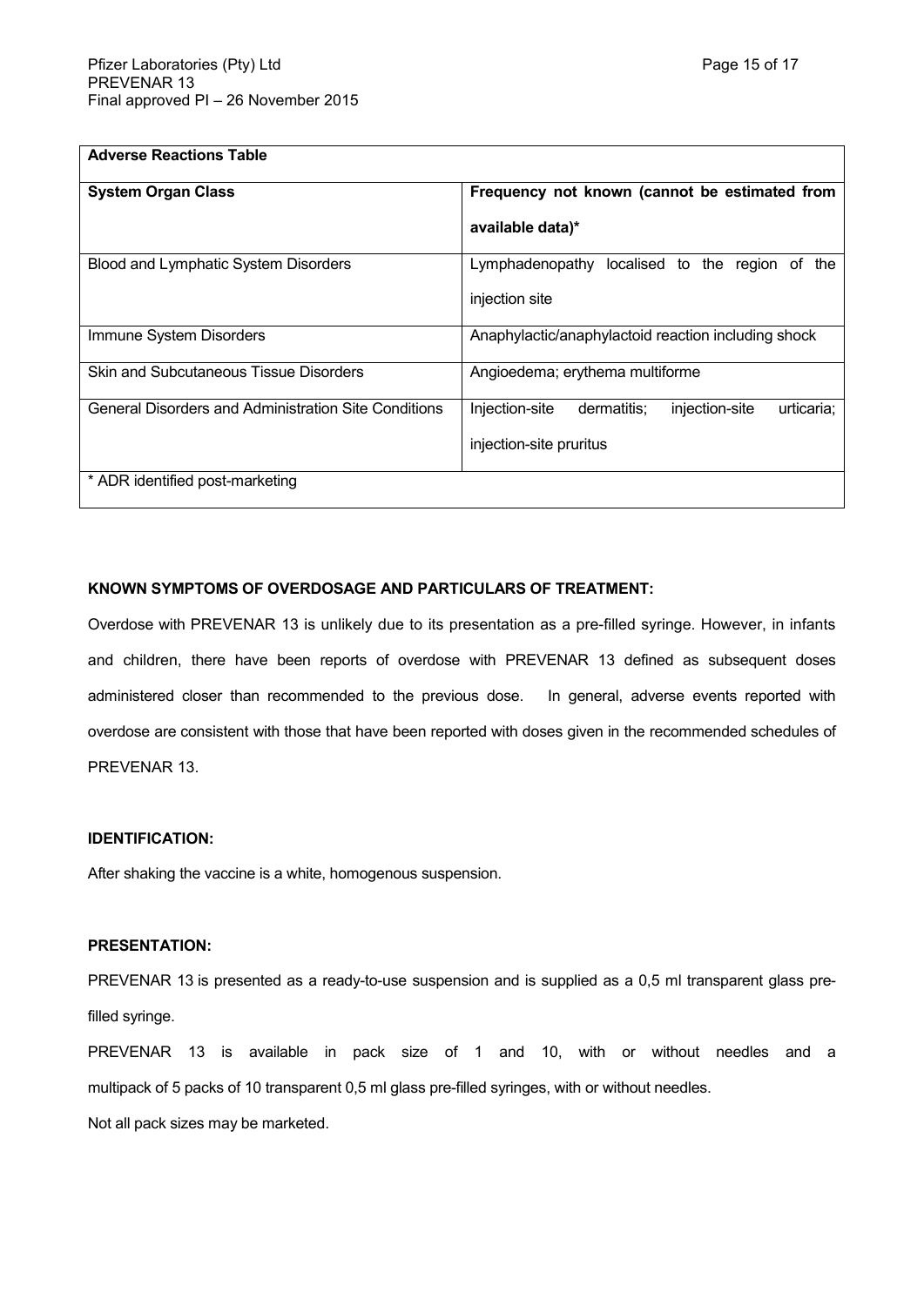| Adverse Reactions Table | |
|---|---|
| **System Organ Class** | **Frequency not known (cannot be estimated from available data)*** |
| Blood and Lymphatic System Disorders | Lymphadenopathy localised to the region of the injection site |
| Immune System Disorders | Anaphylactic/anaphylactoid reaction including shock |
| Skin and Subcutaneous Tissue Disorders | Angioedema; erythema multiforme |
| General Disorders and Administration Site Conditions | Injection-site dermatitis; injection-site urticaria; injection-site pruritus |
| * ADR identified post-marketing | |

**KNOWN SYMPTOMS OF OVERDOSAGE AND PARTICULARS OF TREATMENT:**

Overdose with PREVENAR 13 is unlikely due to its presentation as a pre-filled syringe. However, in infants and children, there have been reports of overdose with PREVENAR 13 defined as subsequent doses administered closer than recommended to the previous dose. In general, adverse events reported with overdose are consistent with those that have been reported with doses given in the recommended schedules of PREVENAR 13.

**IDENTIFICATION:**

After shaking the vaccine is a white, homogenous suspension.

**PRESENTATION:**

PREVENAR 13 is presented as a ready-to-use suspension and is supplied as a 0,5 ml transparent glass pre-filled syringe.

PREVENAR 13 is available in pack size of 1 and 10, with or without needles and a multipack of 5 packs of 10 transparent 0,5 ml glass pre-filled syringes, with or without needles.

Not all pack sizes may be marketed.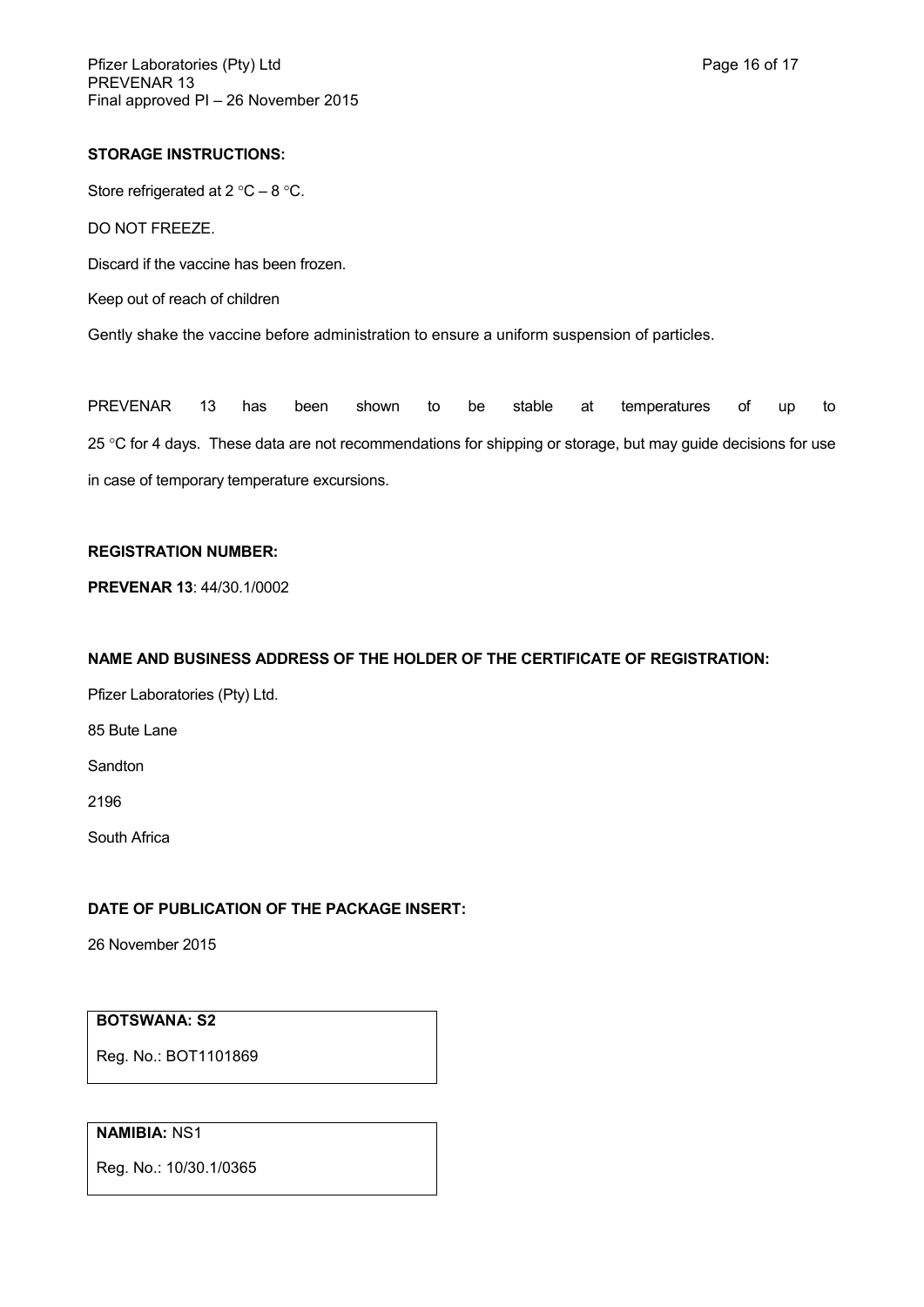**STORAGE INSTRUCTIONS:**

Store refrigerated at 2 °C – 8 °C.

DO NOT FREEZE.

Discard if the vaccine has been frozen.

Keep out of reach of children

Gently shake the vaccine before administration to ensure a uniform suspension of particles.

PREVENAR 13 has been shown to be stable at temperatures of up to 25 °C for 4 days. These data are not recommendations for shipping or storage, but may guide decisions for use in case of temporary temperature excursions.

**REGISTRATION NUMBER:**

**PREVENAR 13**: 44/30.1/0002

**NAME AND BUSINESS ADDRESS OF THE HOLDER OF THE CERTIFICATE OF REGISTRATION:**

Pfizer Laboratories (Pty) Ltd.

85 Bute Lane

Sandton

2196

South Africa

**DATE OF PUBLICATION OF THE PACKAGE INSERT:**

26 November 2015

| **BOTSWANA: S2** |
| --- |
| Reg. No.: BOT1101869 |

| **NAMIBIA:** NS1 |
| --- |
| Reg. No.: 10/30.1/0365 |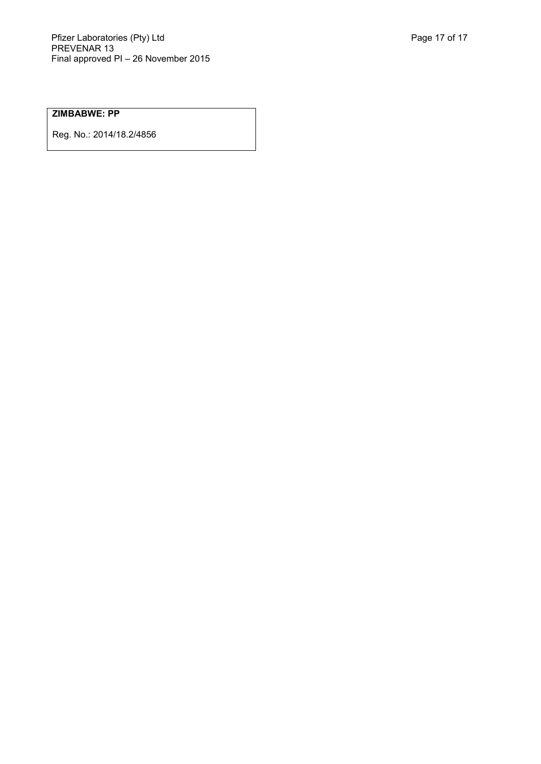**ZIMBABWE: PP**

Reg. No.: 2014/18.2/4856